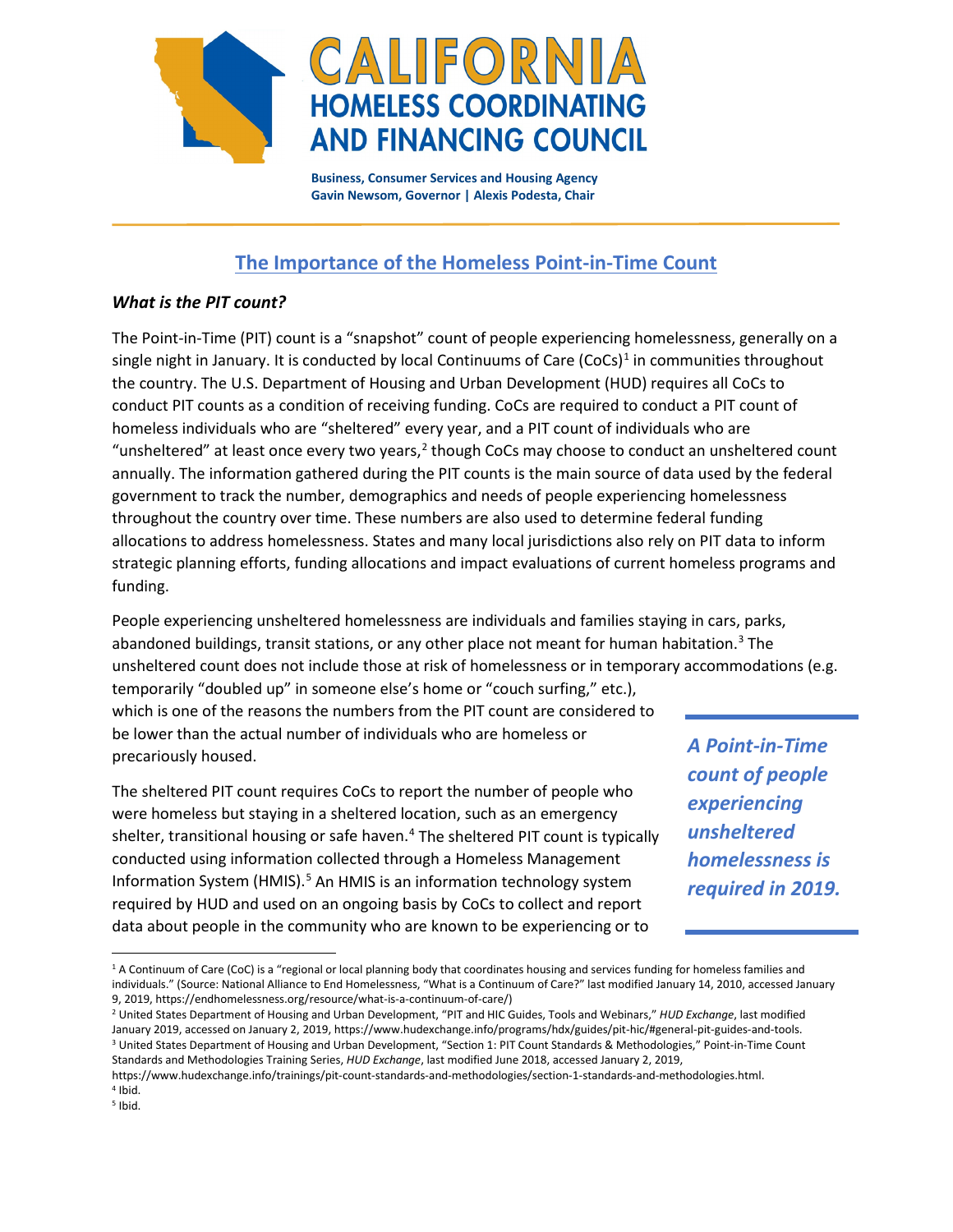# CALIFORNIA HOMELESS COORDINATING AND FINANCING COUNCIL

**Business, Consumer Services and Housing Agency**
**Gavin Newsom, Governor | Alexis Podesta, Chair**

## The Importance of the Homeless Point-in-Time Count

### *What is the PIT count?*

The Point-in-Time (PIT) count is a "snapshot" count of people experiencing homelessness, generally on a single night in January. It is conducted by local Continuums of Care (CoCs)[1] in communities throughout the country. The U.S. Department of Housing and Urban Development (HUD) requires all CoCs to conduct PIT counts as a condition of receiving funding. CoCs are required to conduct a PIT count of homeless individuals who are "sheltered" every year, and a PIT count of individuals who are "unsheltered" at least once every two years,[2] though CoCs may choose to conduct an unsheltered count annually. The information gathered during the PIT counts is the main source of data used by the federal government to track the number, demographics and needs of people experiencing homelessness throughout the country over time. These numbers are also used to determine federal funding allocations to address homelessness. States and many local jurisdictions also rely on PIT data to inform strategic planning efforts, funding allocations and impact evaluations of current homeless programs and funding.

People experiencing unsheltered homelessness are individuals and families staying in cars, parks, abandoned buildings, transit stations, or any other place not meant for human habitation.[3] The unsheltered count does not include those at risk of homelessness or in temporary accommodations (e.g. temporarily "doubled up" in someone else's home or "couch surfing," etc.), which is one of the reasons the numbers from the PIT count are considered to be lower than the actual number of individuals who are homeless or precariously housed.

***A Point-in-Time count of people experiencing unsheltered homelessness is required in 2019.***

The sheltered PIT count requires CoCs to report the number of people who were homeless but staying in a sheltered location, such as an emergency shelter, transitional housing or safe haven.[4] The sheltered PIT count is typically conducted using information collected through a Homeless Management Information System (HMIS).[5] An HMIS is an information technology system required by HUD and used on an ongoing basis by CoCs to collect and report data about people in the community who are known to be experiencing or to

---

[1] A Continuum of Care (CoC) is a "regional or local planning body that coordinates housing and services funding for homeless families and individuals." (Source: National Alliance to End Homelessness, "What is a Continuum of Care?" last modified January 14, 2010, accessed January 9, 2019, https://endhomelessness.org/resource/what-is-a-continuum-of-care/)

[2] United States Department of Housing and Urban Development, "PIT and HIC Guides, Tools and Webinars," *HUD Exchange*, last modified January 2019, accessed on January 2, 2019, https://www.hudexchange.info/programs/hdx/guides/pit-hic/#general-pit-guides-and-tools.

[3] United States Department of Housing and Urban Development, "Section 1: PIT Count Standards & Methodologies," Point-in-Time Count Standards and Methodologies Training Series, *HUD Exchange*, last modified June 2018, accessed January 2, 2019, https://www.hudexchange.info/trainings/pit-count-standards-and-methodologies/section-1-standards-and-methodologies.html.

[4] Ibid.

[5] Ibid.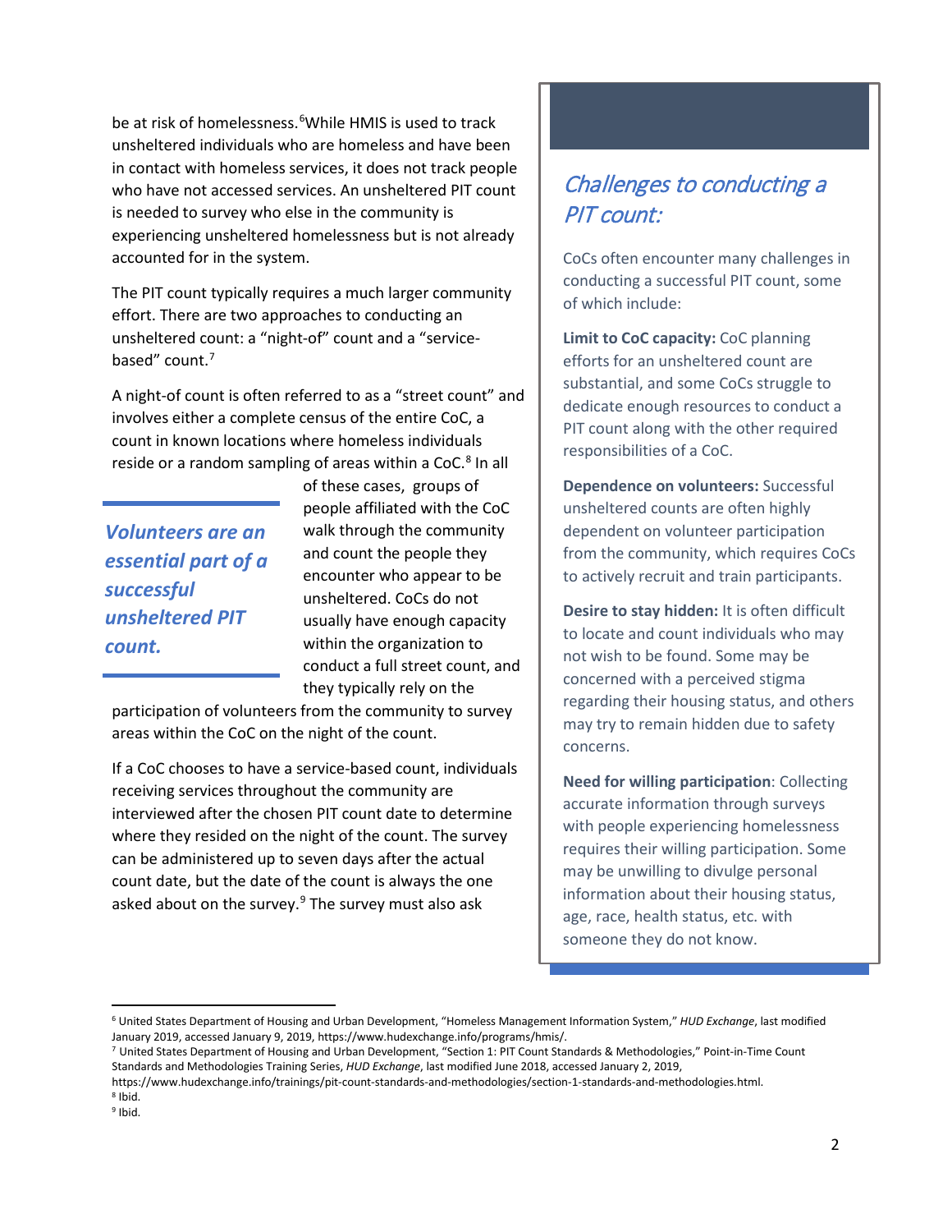be at risk of homelessness.[6] While HMIS is used to track unsheltered individuals who are homeless and have been in contact with homeless services, it does not track people who have not accessed services. An unsheltered PIT count is needed to survey who else in the community is experiencing unsheltered homelessness but is not already accounted for in the system.

The PIT count typically requires a much larger community effort. There are two approaches to conducting an unsheltered count: a "night-of" count and a "service-based" count.[7]

A night-of count is often referred to as a "street count" and involves either a complete census of the entire CoC, a count in known locations where homeless individuals reside or a random sampling of areas within a CoC.[8] In all of these cases, groups of people affiliated with the CoC walk through the community and count the people they encounter who appear to be unsheltered. CoCs do not usually have enough capacity within the organization to conduct a full street count, and they typically rely on the participation of volunteers from the community to survey areas within the CoC on the night of the count.

> ***Volunteers are an essential part of a successful unsheltered PIT count.***

If a CoC chooses to have a service-based count, individuals receiving services throughout the community are interviewed after the chosen PIT count date to determine where they resided on the night of the count. The survey can be administered up to seven days after the actual count date, but the date of the count is always the one asked about on the survey.[9] The survey must also ask

## *Challenges to conducting a PIT count:*

CoCs often encounter many challenges in conducting a successful PIT count, some of which include:

**Limit to CoC capacity:** CoC planning efforts for an unsheltered count are substantial, and some CoCs struggle to dedicate enough resources to conduct a PIT count along with the other required responsibilities of a CoC.

**Dependence on volunteers:** Successful unsheltered counts are often highly dependent on volunteer participation from the community, which requires CoCs to actively recruit and train participants.

**Desire to stay hidden:** It is often difficult to locate and count individuals who may not wish to be found. Some may be concerned with a perceived stigma regarding their housing status, and others may try to remain hidden due to safety concerns.

**Need for willing participation**: Collecting accurate information through surveys with people experiencing homelessness requires their willing participation. Some may be unwilling to divulge personal information about their housing status, age, race, health status, etc. with someone they do not know.

---

[6] United States Department of Housing and Urban Development, "Homeless Management Information System," *HUD Exchange*, last modified January 2019, accessed January 9, 2019, https://www.hudexchange.info/programs/hmis/.

[7] United States Department of Housing and Urban Development, "Section 1: PIT Count Standards & Methodologies," Point-in-Time Count Standards and Methodologies Training Series, *HUD Exchange*, last modified June 2018, accessed January 2, 2019, https://www.hudexchange.info/trainings/pit-count-standards-and-methodologies/section-1-standards-and-methodologies.html.

[8] Ibid.

[9] Ibid.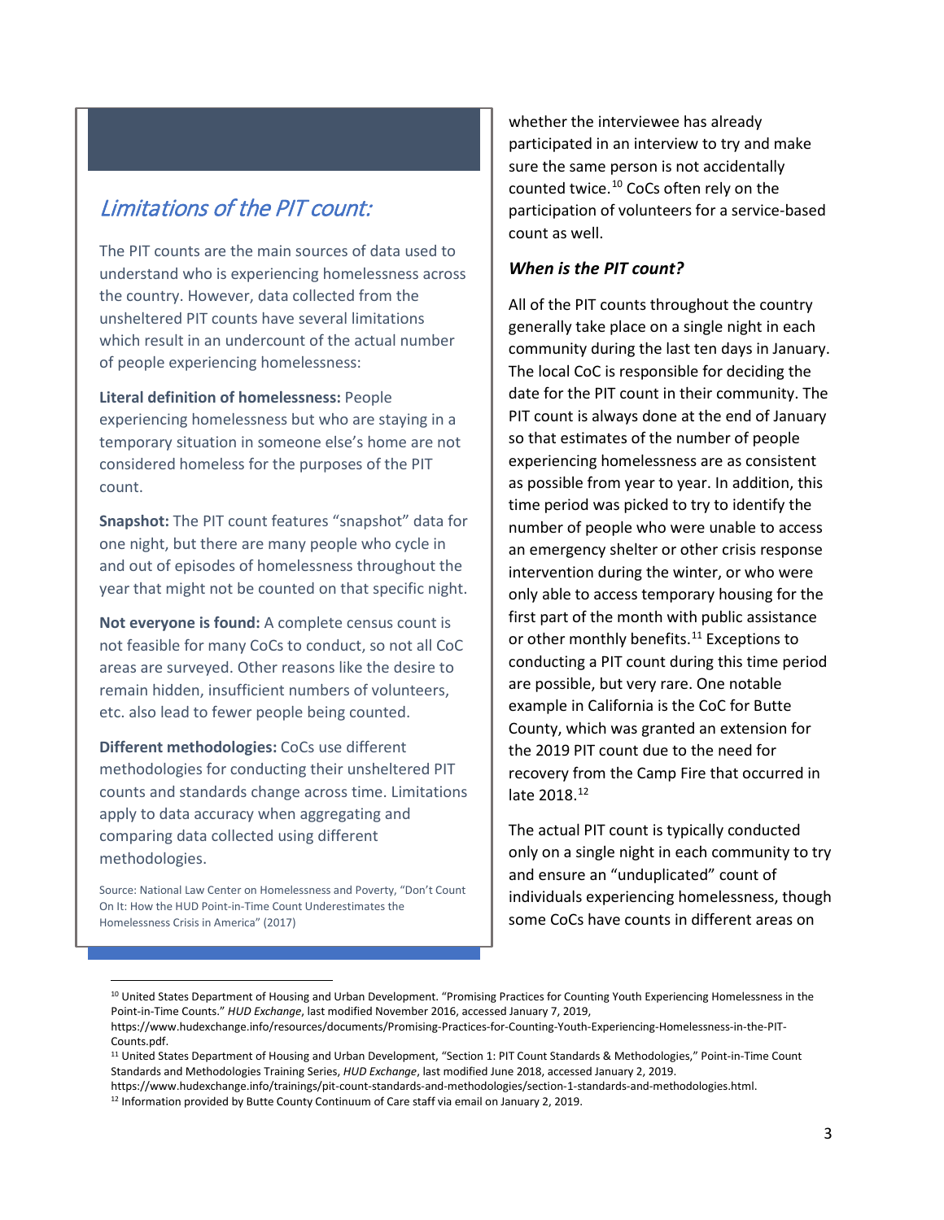## *Limitations of the PIT count:*

The PIT counts are the main sources of data used to understand who is experiencing homelessness across the country. However, data collected from the unsheltered PIT counts have several limitations which result in an undercount of the actual number of people experiencing homelessness:

**Literal definition of homelessness:** People experiencing homelessness but who are staying in a temporary situation in someone else's home are not considered homeless for the purposes of the PIT count.

**Snapshot:** The PIT count features "snapshot" data for one night, but there are many people who cycle in and out of episodes of homelessness throughout the year that might not be counted on that specific night.

**Not everyone is found:** A complete census count is not feasible for many CoCs to conduct, so not all CoC areas are surveyed. Other reasons like the desire to remain hidden, insufficient numbers of volunteers, etc. also lead to fewer people being counted.

**Different methodologies:** CoCs use different methodologies for conducting their unsheltered PIT counts and standards change across time. Limitations apply to data accuracy when aggregating and comparing data collected using different methodologies.

Source: National Law Center on Homelessness and Poverty, "Don't Count On It: How the HUD Point-in-Time Count Underestimates the Homelessness Crisis in America" (2017)

whether the interviewee has already participated in an interview to try and make sure the same person is not accidentally counted twice.[10] CoCs often rely on the participation of volunteers for a service-based count as well.

### *When is the PIT count?*

All of the PIT counts throughout the country generally take place on a single night in each community during the last ten days in January. The local CoC is responsible for deciding the date for the PIT count in their community. The PIT count is always done at the end of January so that estimates of the number of people experiencing homelessness are as consistent as possible from year to year. In addition, this time period was picked to try to identify the number of people who were unable to access an emergency shelter or other crisis response intervention during the winter, or who were only able to access temporary housing for the first part of the month with public assistance or other monthly benefits.[11] Exceptions to conducting a PIT count during this time period are possible, but very rare. One notable example in California is the CoC for Butte County, which was granted an extension for the 2019 PIT count due to the need for recovery from the Camp Fire that occurred in late 2018.[12]

The actual PIT count is typically conducted only on a single night in each community to try and ensure an "unduplicated" count of individuals experiencing homelessness, though some CoCs have counts in different areas on

---

[10] United States Department of Housing and Urban Development. "Promising Practices for Counting Youth Experiencing Homelessness in the Point-in-Time Counts." *HUD Exchange*, last modified November 2016, accessed January 7, 2019, https://www.hudexchange.info/resources/documents/Promising-Practices-for-Counting-Youth-Experiencing-Homelessness-in-the-PIT-Counts.pdf.

[11] United States Department of Housing and Urban Development, "Section 1: PIT Count Standards & Methodologies," Point-in-Time Count Standards and Methodologies Training Series, *HUD Exchange*, last modified June 2018, accessed January 2, 2019. https://www.hudexchange.info/trainings/pit-count-standards-and-methodologies/section-1-standards-and-methodologies.html.

[12] Information provided by Butte County Continuum of Care staff via email on January 2, 2019.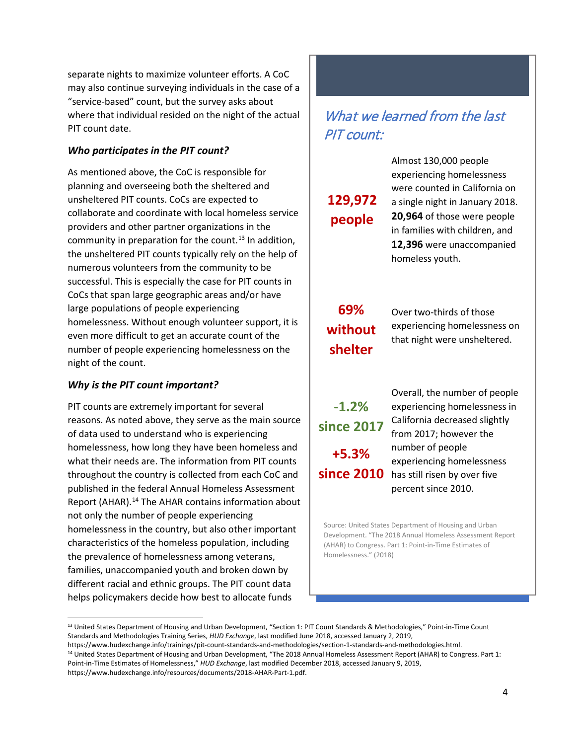separate nights to maximize volunteer efforts. A CoC may also continue surveying individuals in the case of a "service-based" count, but the survey asks about where that individual resided on the night of the actual PIT count date.

### *Who participates in the PIT count?*

As mentioned above, the CoC is responsible for planning and overseeing both the sheltered and unsheltered PIT counts. CoCs are expected to collaborate and coordinate with local homeless service providers and other partner organizations in the community in preparation for the count.[13] In addition, the unsheltered PIT counts typically rely on the help of numerous volunteers from the community to be successful. This is especially the case for PIT counts in CoCs that span large geographic areas and/or have large populations of people experiencing homelessness. Without enough volunteer support, it is even more difficult to get an accurate count of the number of people experiencing homelessness on the night of the count.

### *Why is the PIT count important?*

PIT counts are extremely important for several reasons. As noted above, they serve as the main source of data used to understand who is experiencing homelessness, how long they have been homeless and what their needs are. The information from PIT counts throughout the country is collected from each CoC and published in the federal Annual Homeless Assessment Report (AHAR).[14] The AHAR contains information about not only the number of people experiencing homelessness in the country, but also other important characteristics of the homeless population, including the prevalence of homelessness among veterans, families, unaccompanied youth and broken down by different racial and ethnic groups. The PIT count data helps policymakers decide how best to allocate funds

## *What we learned from the last PIT count:*

**129,972 people**

Almost 130,000 people experiencing homelessness were counted in California on a single night in January 2018. **20,964** of those were people in families with children, and **12,396** were unaccompanied homeless youth.

**69% without shelter**

Over two-thirds of those experiencing homelessness on that night were unsheltered.

**-1.2% since 2017**

**+5.3% since 2010**

Overall, the number of people experiencing homelessness in California decreased slightly from 2017; however the number of people experiencing homelessness has still risen by over five percent since 2010.

Source: United States Department of Housing and Urban Development. "The 2018 Annual Homeless Assessment Report (AHAR) to Congress. Part 1: Point-in-Time Estimates of Homelessness." (2018)

---

[13] United States Department of Housing and Urban Development, "Section 1: PIT Count Standards & Methodologies," Point-in-Time Count Standards and Methodologies Training Series, *HUD Exchange*, last modified June 2018, accessed January 2, 2019, https://www.hudexchange.info/trainings/pit-count-standards-and-methodologies/section-1-standards-and-methodologies.html.

[14] United States Department of Housing and Urban Development, "The 2018 Annual Homeless Assessment Report (AHAR) to Congress. Part 1: Point-in-Time Estimates of Homelessness," *HUD Exchange*, last modified December 2018, accessed January 9, 2019, https://www.hudexchange.info/resources/documents/2018-AHAR-Part-1.pdf.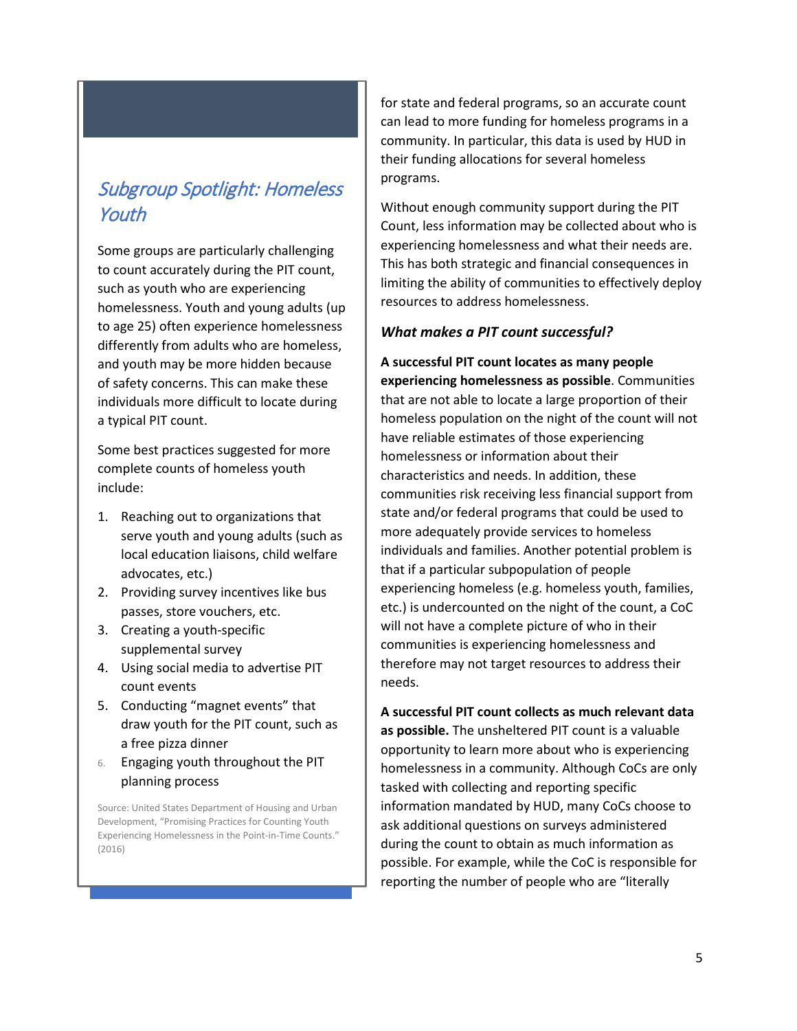## *Subgroup Spotlight: Homeless Youth*

Some groups are particularly challenging to count accurately during the PIT count, such as youth who are experiencing homelessness. Youth and young adults (up to age 25) often experience homelessness differently from adults who are homeless, and youth may be more hidden because of safety concerns. This can make these individuals more difficult to locate during a typical PIT count.

Some best practices suggested for more complete counts of homeless youth include:

1. Reaching out to organizations that serve youth and young adults (such as local education liaisons, child welfare advocates, etc.)
2. Providing survey incentives like bus passes, store vouchers, etc.
3. Creating a youth-specific supplemental survey
4. Using social media to advertise PIT count events
5. Conducting "magnet events" that draw youth for the PIT count, such as a free pizza dinner
6. Engaging youth throughout the PIT planning process

Source: United States Department of Housing and Urban Development, "Promising Practices for Counting Youth Experiencing Homelessness in the Point-in-Time Counts." (2016)

for state and federal programs, so an accurate count can lead to more funding for homeless programs in a community. In particular, this data is used by HUD in their funding allocations for several homeless programs.

Without enough community support during the PIT Count, less information may be collected about who is experiencing homelessness and what their needs are. This has both strategic and financial consequences in limiting the ability of communities to effectively deploy resources to address homelessness.

### *What makes a PIT count successful?*

**A successful PIT count locates as many people experiencing homelessness as possible**. Communities that are not able to locate a large proportion of their homeless population on the night of the count will not have reliable estimates of those experiencing homelessness or information about their characteristics and needs. In addition, these communities risk receiving less financial support from state and/or federal programs that could be used to more adequately provide services to homeless individuals and families. Another potential problem is that if a particular subpopulation of people experiencing homeless (e.g. homeless youth, families, etc.) is undercounted on the night of the count, a CoC will not have a complete picture of who in their communities is experiencing homelessness and therefore may not target resources to address their needs.

**A successful PIT count collects as much relevant data as possible.** The unsheltered PIT count is a valuable opportunity to learn more about who is experiencing homelessness in a community. Although CoCs are only tasked with collecting and reporting specific information mandated by HUD, many CoCs choose to ask additional questions on surveys administered during the count to obtain as much information as possible. For example, while the CoC is responsible for reporting the number of people who are "literally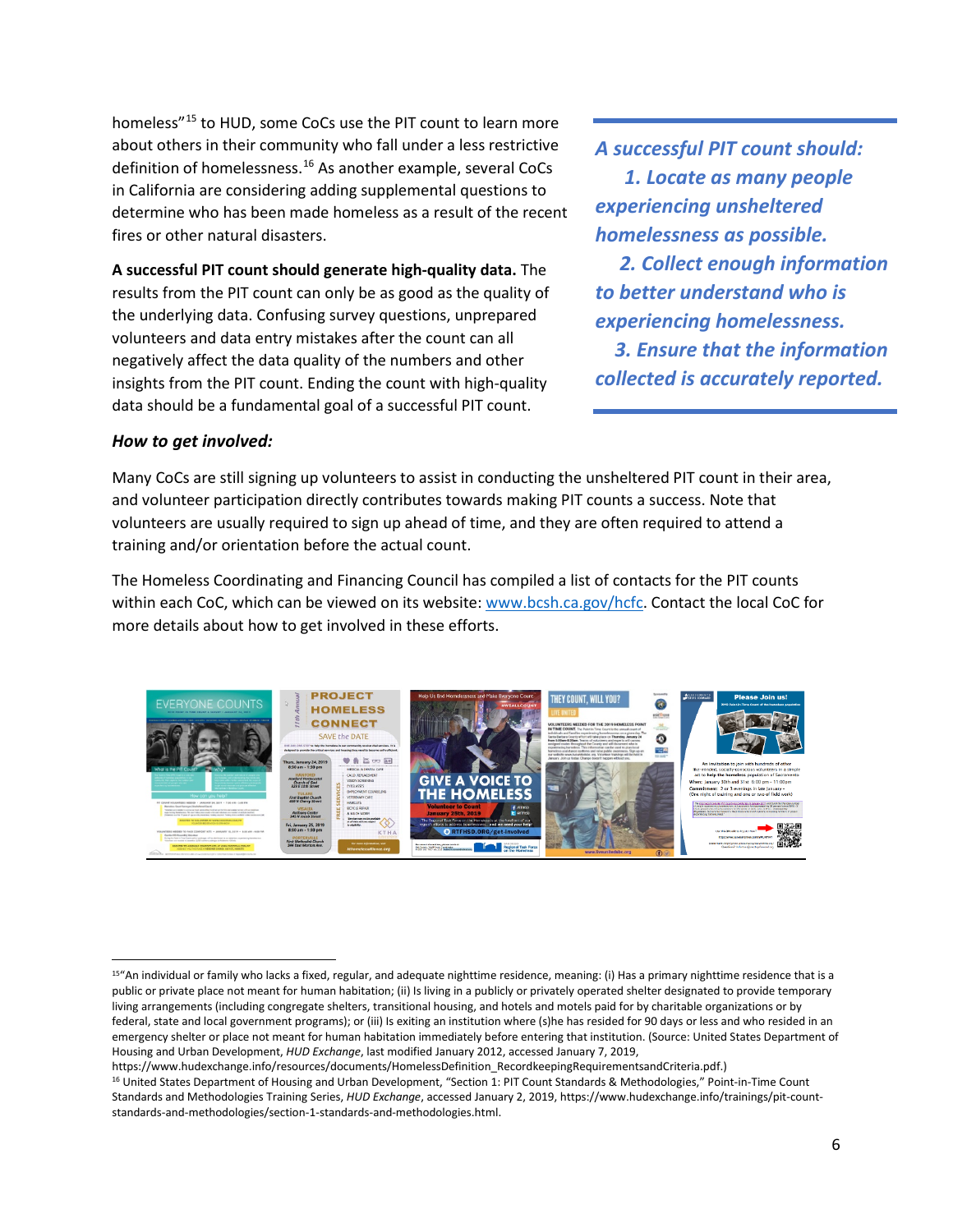homeless"[15] to HUD, some CoCs use the PIT count to learn more about others in their community who fall under a less restrictive definition of homelessness.[16] As another example, several CoCs in California are considering adding supplemental questions to determine who has been made homeless as a result of the recent fires or other natural disasters.

**A successful PIT count should generate high-quality data.** The results from the PIT count can only be as good as the quality of the underlying data. Confusing survey questions, unprepared volunteers and data entry mistakes after the count can all negatively affect the data quality of the numbers and other insights from the PIT count. Ending the count with high-quality data should be a fundamental goal of a successful PIT count.

***A successful PIT count should:***
***1. Locate as many people experiencing unsheltered homelessness as possible.***
***2. Collect enough information to better understand who is experiencing homelessness.***
***3. Ensure that the information collected is accurately reported.***

***How to get involved:***

Many CoCs are still signing up volunteers to assist in conducting the unsheltered PIT count in their area, and volunteer participation directly contributes towards making PIT counts a success. Note that volunteers are usually required to sign up ahead of time, and they are often required to attend a training and/or orientation before the actual count.

The Homeless Coordinating and Financing Council has compiled a list of contacts for the PIT counts within each CoC, which can be viewed on its website: www.bcsh.ca.gov/hcfc. Contact the local CoC for more details about how to get involved in these efforts.

---

[15] "An individual or family who lacks a fixed, regular, and adequate nighttime residence, meaning: (i) Has a primary nighttime residence that is a public or private place not meant for human habitation; (ii) Is living in a publicly or privately operated shelter designated to provide temporary living arrangements (including congregate shelters, transitional housing, and hotels and motels paid for by charitable organizations or by federal, state and local government programs); or (iii) Is exiting an institution where (s)he has resided for 90 days or less and who resided in an emergency shelter or place not meant for human habitation immediately before entering that institution. (Source: United States Department of Housing and Urban Development, *HUD Exchange*, last modified January 2012, accessed January 7, 2019, https://www.hudexchange.info/resources/documents/HomelessDefinition_RecordkeepingRequirementsandCriteria.pdf.)

[16] United States Department of Housing and Urban Development, "Section 1: PIT Count Standards & Methodologies," Point-in-Time Count Standards and Methodologies Training Series, *HUD Exchange*, accessed January 2, 2019, https://www.hudexchange.info/trainings/pit-count-standards-and-methodologies/section-1-standards-and-methodologies.html.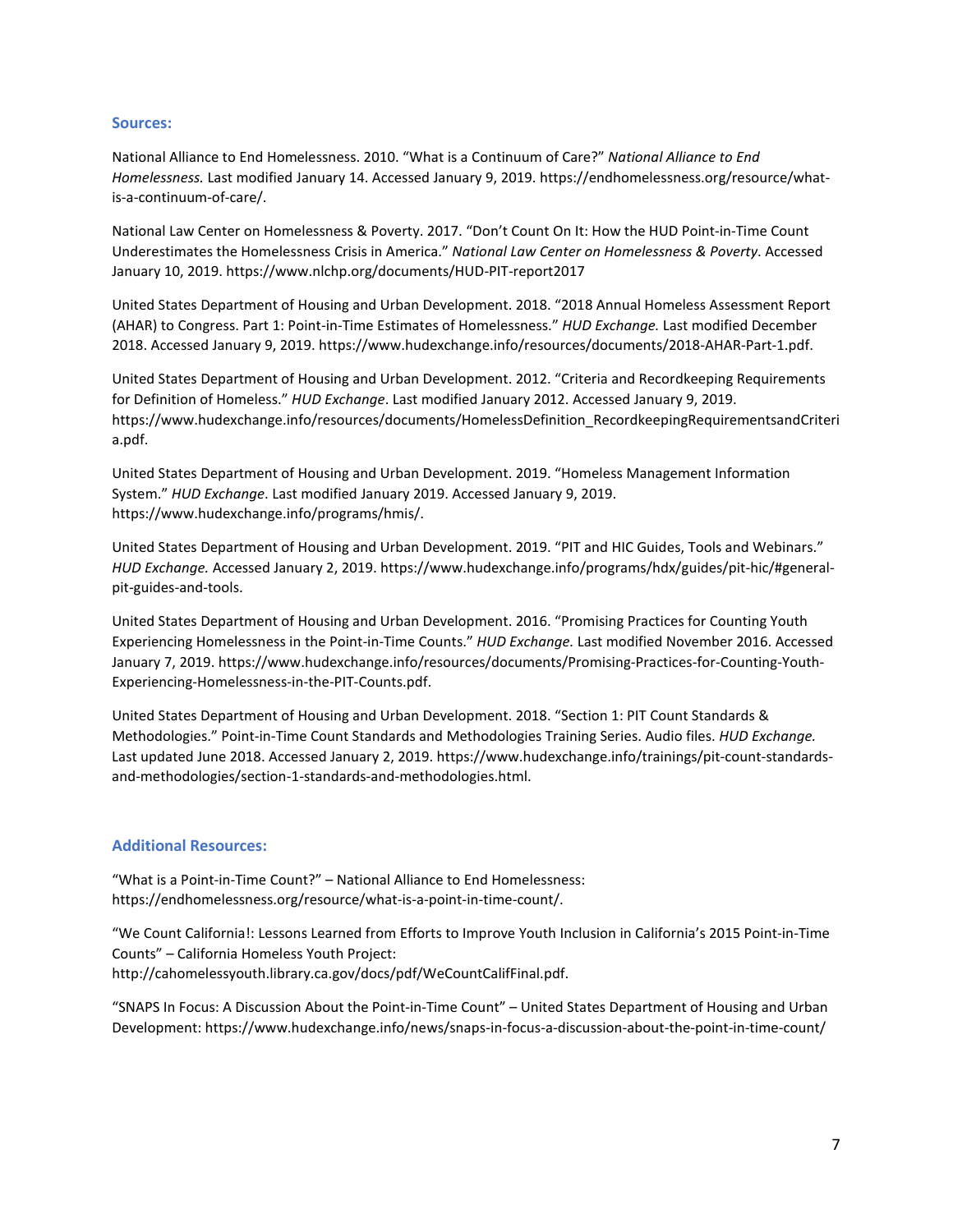## Sources:

National Alliance to End Homelessness. 2010. "What is a Continuum of Care?" *National Alliance to End Homelessness.* Last modified January 14. Accessed January 9, 2019. https://endhomelessness.org/resource/what-is-a-continuum-of-care/.

National Law Center on Homelessness & Poverty. 2017. "Don't Count On It: How the HUD Point-in-Time Count Underestimates the Homelessness Crisis in America." *National Law Center on Homelessness & Poverty*. Accessed January 10, 2019. https://www.nlchp.org/documents/HUD-PIT-report2017

United States Department of Housing and Urban Development. 2018. "2018 Annual Homeless Assessment Report (AHAR) to Congress. Part 1: Point-in-Time Estimates of Homelessness." *HUD Exchange.* Last modified December 2018. Accessed January 9, 2019. https://www.hudexchange.info/resources/documents/2018-AHAR-Part-1.pdf.

United States Department of Housing and Urban Development. 2012. "Criteria and Recordkeeping Requirements for Definition of Homeless." *HUD Exchange*. Last modified January 2012. Accessed January 9, 2019. https://www.hudexchange.info/resources/documents/HomelessDefinition_RecordkeepingRequirementsandCriteria.pdf.

United States Department of Housing and Urban Development. 2019. "Homeless Management Information System." *HUD Exchange*. Last modified January 2019. Accessed January 9, 2019. https://www.hudexchange.info/programs/hmis/.

United States Department of Housing and Urban Development. 2019. "PIT and HIC Guides, Tools and Webinars." *HUD Exchange.* Accessed January 2, 2019. https://www.hudexchange.info/programs/hdx/guides/pit-hic/#general-pit-guides-and-tools.

United States Department of Housing and Urban Development. 2016. "Promising Practices for Counting Youth Experiencing Homelessness in the Point-in-Time Counts." *HUD Exchange.* Last modified November 2016. Accessed January 7, 2019. https://www.hudexchange.info/resources/documents/Promising-Practices-for-Counting-Youth-Experiencing-Homelessness-in-the-PIT-Counts.pdf.

United States Department of Housing and Urban Development. 2018. "Section 1: PIT Count Standards & Methodologies." Point-in-Time Count Standards and Methodologies Training Series. Audio files. *HUD Exchange.* Last updated June 2018. Accessed January 2, 2019. https://www.hudexchange.info/trainings/pit-count-standards-and-methodologies/section-1-standards-and-methodologies.html.

## Additional Resources:

"What is a Point-in-Time Count?" – National Alliance to End Homelessness: https://endhomelessness.org/resource/what-is-a-point-in-time-count/.

"We Count California!: Lessons Learned from Efforts to Improve Youth Inclusion in California's 2015 Point-in-Time Counts" – California Homeless Youth Project: http://cahomelessyouth.library.ca.gov/docs/pdf/WeCountCalifFinal.pdf.

"SNAPS In Focus: A Discussion About the Point-in-Time Count" – United States Department of Housing and Urban Development: https://www.hudexchange.info/news/snaps-in-focus-a-discussion-about-the-point-in-time-count/